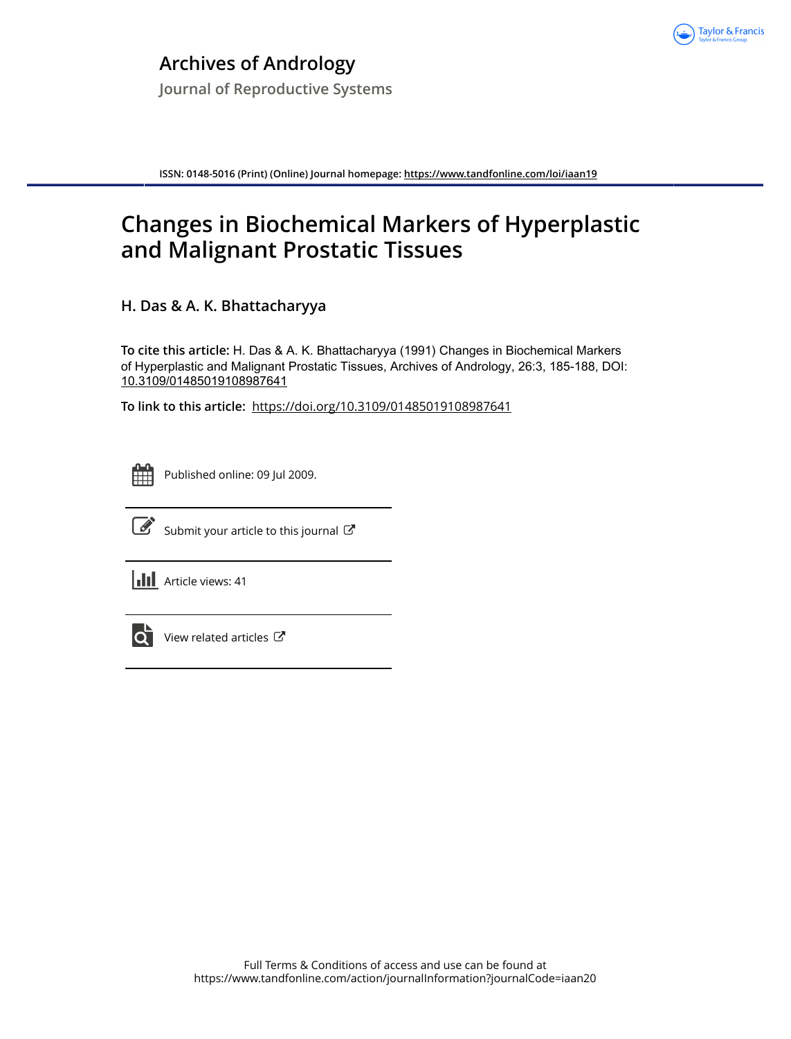# Archives of Andrology

Journal of Reproductive Systems

**ISSN: 0148-5016 (Print) (Online) Journal homepage: https://www.tandfonline.com/loi/iaan19**

# Changes in Biochemical Markers of Hyperplastic and Malignant Prostatic Tissues

**H. Das & A. K. Bhattacharyya**

**To cite this article:** H. Das & A. K. Bhattacharyya (1991) Changes in Biochemical Markers of Hyperplastic and Malignant Prostatic Tissues, Archives of Andrology, 26:3, 185-188, DOI: 10.3109/01485019108987641

**To link to this article:** https://doi.org/10.3109/01485019108987641

Published online: 09 Jul 2009.

Submit your article to this journal

Article views: 41

View related articles

Full Terms & Conditions of access and use can be found at
https://www.tandfonline.com/action/journalInformation?journalCode=iaan20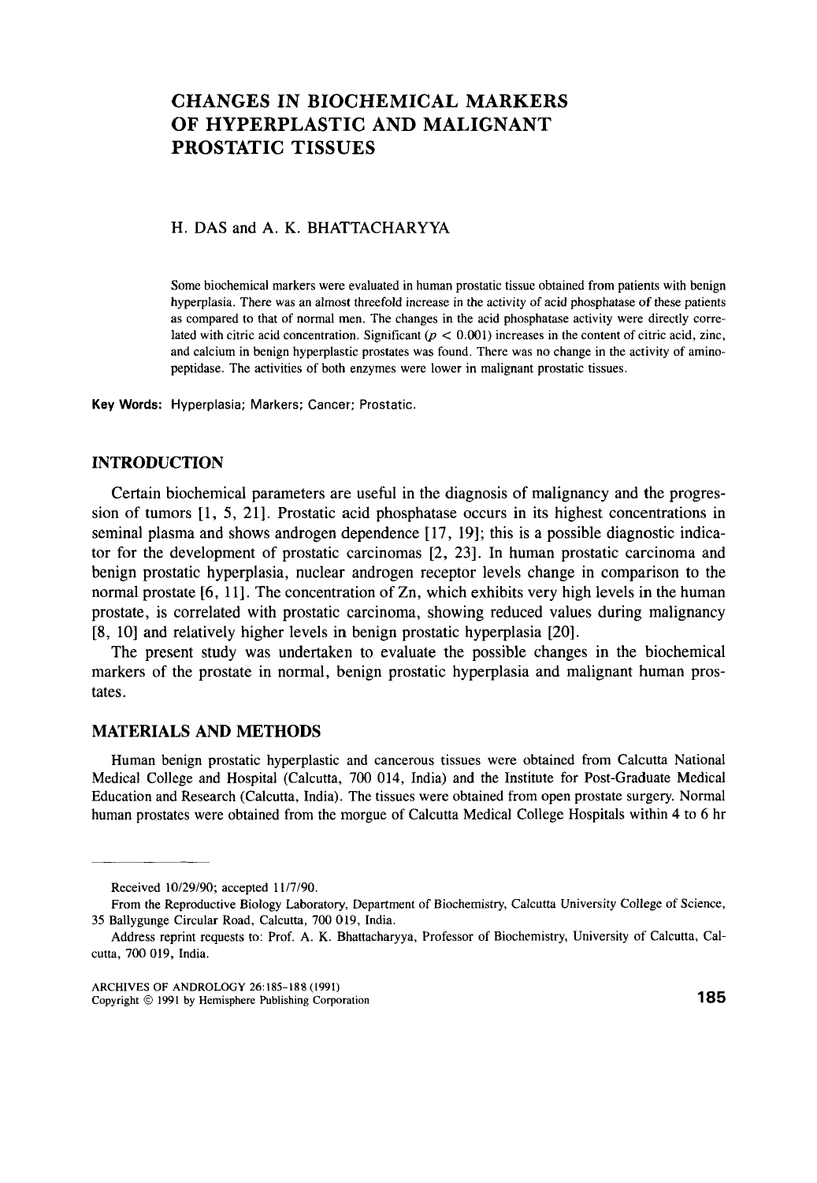# CHANGES IN BIOCHEMICAL MARKERS OF HYPERPLASTIC AND MALIGNANT PROSTATIC TISSUES

H. DAS and A. K. BHATTACHARYYA

Some biochemical markers were evaluated in human prostatic tissue obtained from patients with benign hyperplasia. There was an almost threefold increase in the activity of acid phosphatase of these patients as compared to that of normal men. The changes in the acid phosphatase activity were directly correlated with citric acid concentration. Significant ($p < 0.001$) increases in the content of citric acid, zinc, and calcium in benign hyperplastic prostates was found. There was no change in the activity of aminopeptidase. The activities of both enzymes were lower in malignant prostatic tissues.

**Key Words:** Hyperplasia; Markers; Cancer; Prostatic.

## INTRODUCTION

Certain biochemical parameters are useful in the diagnosis of malignancy and the progression of tumors [1, 5, 21]. Prostatic acid phosphatase occurs in its highest concentrations in seminal plasma and shows androgen dependence [17, 19]; this is a possible diagnostic indicator for the development of prostatic carcinomas [2, 23]. In human prostatic carcinoma and benign prostatic hyperplasia, nuclear androgen receptor levels change in comparison to the normal prostate [6, 11]. The concentration of Zn, which exhibits very high levels in the human prostate, is correlated with prostatic carcinoma, showing reduced values during malignancy [8, 10] and relatively higher levels in benign prostatic hyperplasia [20].

The present study was undertaken to evaluate the possible changes in the biochemical markers of the prostate in normal, benign prostatic hyperplasia and malignant human prostates.

## MATERIALS AND METHODS

Human benign prostatic hyperplastic and cancerous tissues were obtained from Calcutta National Medical College and Hospital (Calcutta, 700 014, India) and the Institute for Post-Graduate Medical Education and Research (Calcutta, India). The tissues were obtained from open prostate surgery. Normal human prostates were obtained from the morgue of Calcutta Medical College Hospitals within 4 to 6 hr

Received 10/29/90; accepted 11/7/90.

From the Reproductive Biology Laboratory, Department of Biochemistry, Calcutta University College of Science, 35 Ballygunge Circular Road, Calcutta, 700 019, India.

Address reprint requests to: Prof. A. K. Bhattacharyya, Professor of Biochemistry, University of Calcutta, Calcutta, 700 019, India.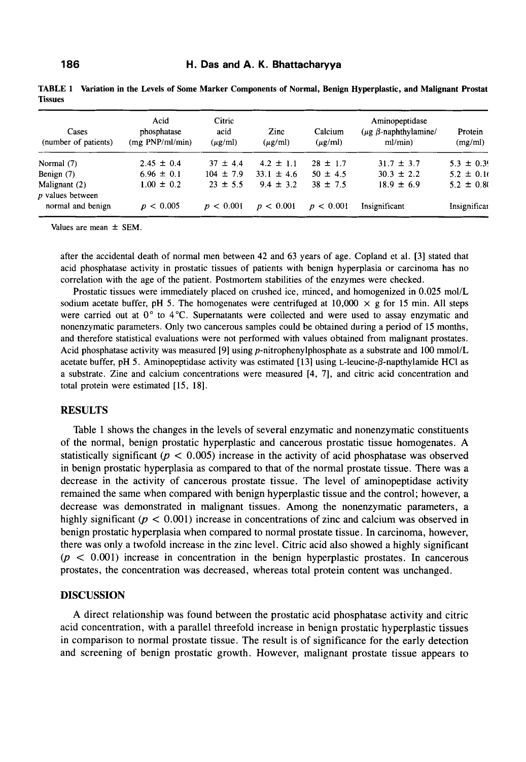**TABLE 1** Variation in the Levels of Some Marker Components of Normal, Benign Hyperplastic, and Malignant Prostat Tissues

| Cases (number of patients) | Acid phosphatase (mg PNP/ml/min) | Citric acid ($\mu$g/ml) | Zinc ($\mu$g/ml) | Calcium ($\mu$g/ml) | Aminopeptidase ($\mu$g $\beta$-naphthylamine/ ml/min) | Protein (mg/ml) |
|---|---|---|---|---|---|---|
| Normal (7) | 2.45 ± 0.4 | 37 ± 4.4 | 4.2 ± 1.1 | 28 ± 1.7 | 31.7 ± 3.7 | 5.3 ± 0.3 |
| Benign (7) | 6.96 ± 0.1 | 104 ± 7.9 | 33.1 ± 4.6 | 50 ± 4.5 | 30.3 ± 2.2 | 5.2 ± 0.1 |
| Malignant (2) | 1.00 ± 0.2 | 23 ± 5.5 | 9.4 ± 3.2 | 38 ± 7.5 | 18.9 ± 6.9 | 5.2 ± 0.8 |
| $p$ values between normal and benign | $p < 0.005$ | $p < 0.001$ | $p < 0.001$ | $p < 0.001$ | Insignificant | Insignifica |

Values are mean ± SEM.

after the accidental death of normal men between 42 and 63 years of age. Copland et al. [3] stated that acid phosphatase activity in prostatic tissues of patients with benign hyperplasia or carcinoma has no correlation with the age of the patient. Postmortem stabilities of the enzymes were checked.

Prostatic tissues were immediately placed on crushed ice, minced, and homogenized in 0.025 mol/L sodium acetate buffer, pH 5. The homogenates were centrifuged at 10,000 × g for 15 min. All steps were carried out at 0° to 4°C. Supernatants were collected and were used to assay enzymatic and nonenzymatic parameters. Only two cancerous samples could be obtained during a period of 15 months, and therefore statistical evaluations were not performed with values obtained from malignant prostates. Acid phosphatase activity was measured [9] using $p$-nitrophenylphosphate as a substrate and 100 mmol/L acetate buffer, pH 5. Aminopeptidase activity was estimated [13] using L-leucine-$\beta$-napthylamide HCl as a substrate. Zine and calcium concentrations were measured [4, 7], and citric acid concentration and total protein were estimated [15, 18].

## RESULTS

Table 1 shows the changes in the levels of several enzymatic and nonenzymatic constituents of the normal, benign prostatic hyperplastic and cancerous prostatic tissue homogenates. A statistically significant ($p < 0.005$) increase in the activity of acid phosphatase was observed in benign prostatic hyperplasia as compared to that of the normal prostate tissue. There was a decrease in the activity of cancerous prostate tissue. The level of aminopeptidase activity remained the same when compared with benign hyperplastic tissue and the control; however, a decrease was demonstrated in malignant tissues. Among the nonenzymatic parameters, a highly significant ($p < 0.001$) increase in concentrations of zinc and calcium was observed in benign prostatic hyperplasia when compared to normal prostate tissue. In carcinoma, however, there was only a twofold increase in the zinc level. Citric acid also showed a highly significant ($p < 0.001$) increase in concentration in the benign hyperplastic prostates. In cancerous prostates, the concentration was decreased, whereas total protein content was unchanged.

## DISCUSSION

A direct relationship was found between the prostatic acid phosphatase activity and citric acid concentration, with a parallel threefold increase in benign prostatic hyperplastic tissues in comparison to normal prostate tissue. The result is of significance for the early detection and screening of benign prostatic growth. However, malignant prostate tissue appears to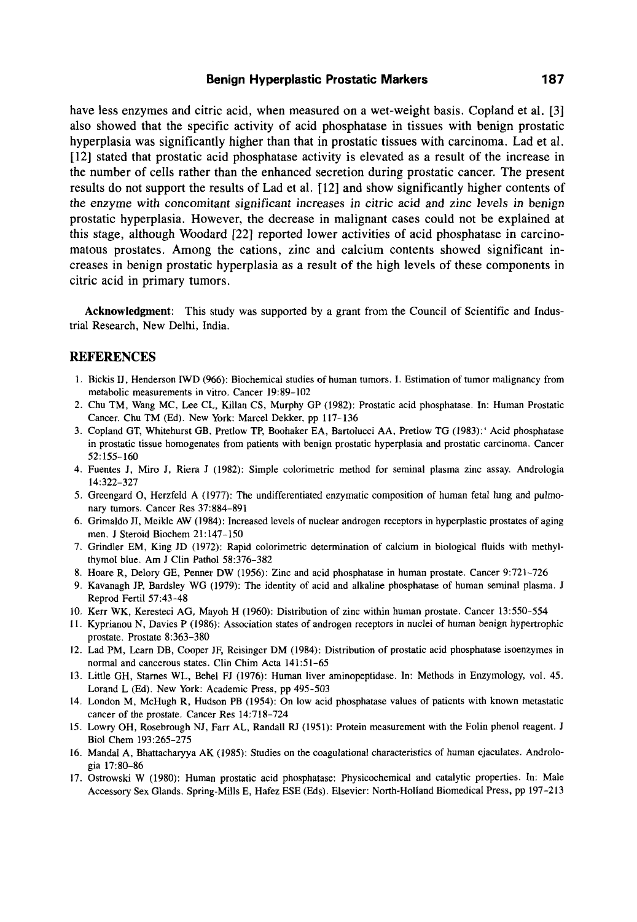have less enzymes and citric acid, when measured on a wet-weight basis. Copland et al. [3] also showed that the specific activity of acid phosphatase in tissues with benign prostatic hyperplasia was significantly higher than that in prostatic tissues with carcinoma. Lad et al. [12] stated that prostatic acid phosphatase activity is elevated as a result of the increase in the number of cells rather than the enhanced secretion during prostatic cancer. The present results do not support the results of Lad et al. [12] and show significantly higher contents of the enzyme with concomitant significant increases in citric acid and zinc levels in benign prostatic hyperplasia. However, the decrease in malignant cases could not be explained at this stage, although Woodard [22] reported lower activities of acid phosphatase in carcinomatous prostates. Among the cations, zinc and calcium contents showed significant increases in benign prostatic hyperplasia as a result of the high levels of these components in citric acid in primary tumors.

**Acknowledgment**: This study was supported by a grant from the Council of Scientific and Industrial Research, New Delhi, India.

## REFERENCES

1. Bickis IJ, Henderson IWD (966): Biochemical studies of human tumors. I. Estimation of tumor malignancy from metabolic measurements in vitro. Cancer 19:89–102
2. Chu TM, Wang MC, Lee CL, Killan CS, Murphy GP (1982): Prostatic acid phosphatase. In: Human Prostatic Cancer. Chu TM (Ed). New York: Marcel Dekker, pp 117–136
3. Copland GT, Whitehurst GB, Pretlow TP, Boohaker EA, Bartolucci AA, Pretlow TG (1983):' Acid phosphatase in prostatic tissue homogenates from patients with benign prostatic hyperplasia and prostatic carcinoma. Cancer 52:155–160
4. Fuentes J, Miro J, Riera J (1982): Simple colorimetric method for seminal plasma zinc assay. Andrologia 14:322–327
5. Greengard O, Herzfeld A (1977): The undifferentiated enzymatic composition of human fetal lung and pulmonary tumors. Cancer Res 37:884–891
6. Grimaldo JI, Meikle AW (1984): Increased levels of nuclear androgen receptors in hyperplastic prostates of aging men. J Steroid Biochem 21:147–150
7. Grindler EM, King JD (1972): Rapid colorimetric determination of calcium in biological fluids with methylthymol blue. Am J Clin Pathol 58:376–382
8. Hoare R, Delory GE, Penner DW (1956): Zinc and acid phosphatase in human prostate. Cancer 9:721–726
9. Kavanagh JP, Bardsley WG (1979): The identity of acid and alkaline phosphatase of human seminal plasma. J Reprod Fertil 57:43–48
10. Kerr WK, Keresteci AG, Mayoh H (1960): Distribution of zinc within human prostate. Cancer 13:550–554
11. Kyprianou N, Davies P (1986): Association states of androgen receptors in nuclei of human benign hypertrophic prostate. Prostate 8:363–380
12. Lad PM, Learn DB, Cooper JF, Reisinger DM (1984): Distribution of prostatic acid phosphatase isoenzymes in normal and cancerous states. Clin Chim Acta 141:51–65
13. Little GH, Starnes WL, Behel FJ (1976): Human liver aminopeptidase. In: Methods in Enzymology, vol. 45. Lorand L (Ed). New York: Academic Press, pp 495–503
14. London M, McHugh R, Hudson PB (1954): On low acid phosphatase values of patients with known metastatic cancer of the prostate. Cancer Res 14:718–724
15. Lowry OH, Rosebrough NJ, Farr AL, Randall RJ (1951): Protein measurement with the Folin phenol reagent. J Biol Chem 193:265–275
16. Mandal A, Bhattacharyya AK (1985): Studies on the coagulational characteristics of human ejaculates. Andrologia 17:80–86
17. Ostrowski W (1980): Human prostatic acid phosphatase: Physicochemical and catalytic properties. In: Male Accessory Sex Glands. Spring-Mills E, Hafez ESE (Eds). Elsevier: North-Holland Biomedical Press, pp 197–213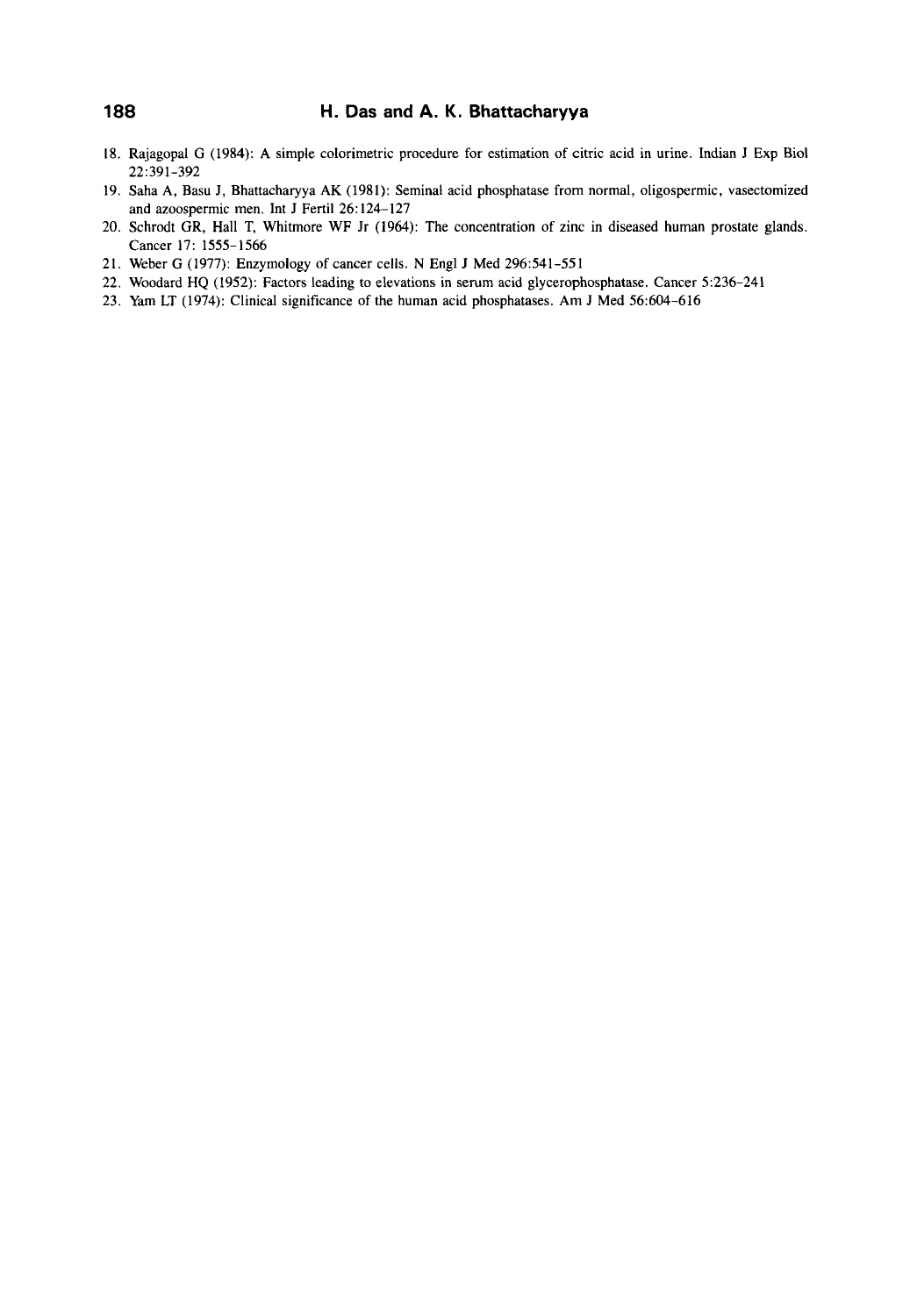18. Rajagopal G (1984): A simple colorimetric procedure for estimation of citric acid in urine. Indian J Exp Biol 22:391–392
19. Saha A, Basu J, Bhattacharyya AK (1981): Seminal acid phosphatase from normal, oligospermic, vasectomized and azoospermic men. Int J Fertil 26:124–127
20. Schrodt GR, Hall T, Whitmore WF Jr (1964): The concentration of zinc in diseased human prostate glands. Cancer 17: 1555–1566
21. Weber G (1977): Enzymology of cancer cells. N Engl J Med 296:541–551
22. Woodard HQ (1952): Factors leading to elevations in serum acid glycerophosphatase. Cancer 5:236–241
23. Yam LT (1974): Clinical significance of the human acid phosphatases. Am J Med 56:604–616